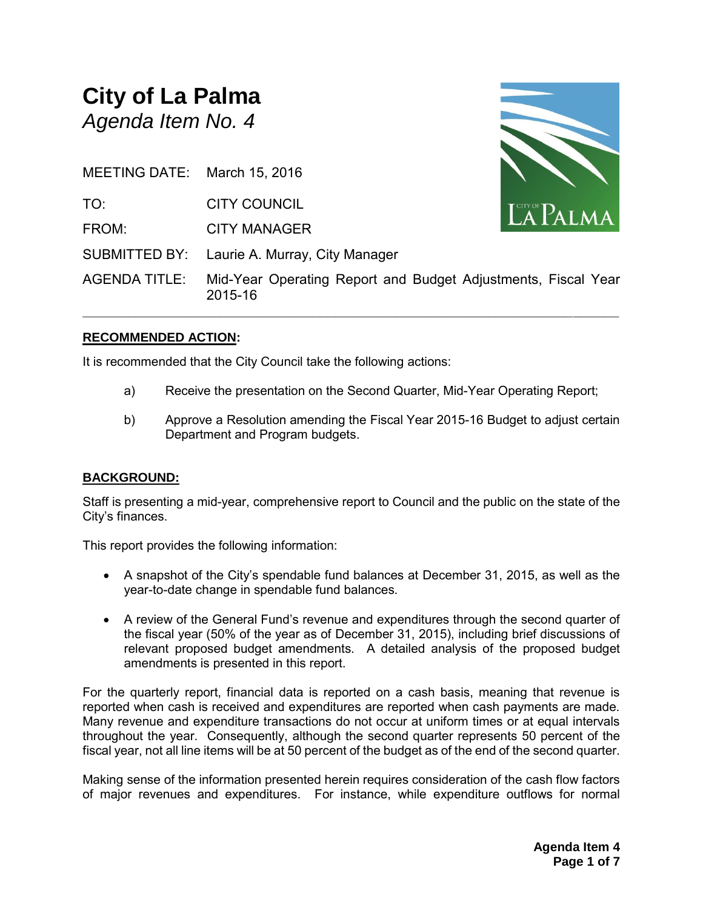# City of La Palma

*Agenda Item No. 4*

MEETING DATE: March 15, 2016

TO: CITY COUNCIL

FROM: CITY MANAGER

SUBMITTED BY: Laurie A. Murray, City Manager

AGENDA TITLE: Mid-Year Operating Report and Budget Adjustments, Fiscal Year 2015-16

---

## RECOMMENDED ACTION:

It is recommended that the City Council take the following actions:

a) Receive the presentation on the Second Quarter, Mid-Year Operating Report;

b) Approve a Resolution amending the Fiscal Year 2015-16 Budget to adjust certain Department and Program budgets.

## BACKGROUND:

Staff is presenting a mid-year, comprehensive report to Council and the public on the state of the City's finances.

This report provides the following information:

- A snapshot of the City's spendable fund balances at December 31, 2015, as well as the year-to-date change in spendable fund balances.
- A review of the General Fund's revenue and expenditures through the second quarter of the fiscal year (50% of the year as of December 31, 2015), including brief discussions of relevant proposed budget amendments. A detailed analysis of the proposed budget amendments is presented in this report.

For the quarterly report, financial data is reported on a cash basis, meaning that revenue is reported when cash is received and expenditures are reported when cash payments are made. Many revenue and expenditure transactions do not occur at uniform times or at equal intervals throughout the year. Consequently, although the second quarter represents 50 percent of the fiscal year, not all line items will be at 50 percent of the budget as of the end of the second quarter.

Making sense of the information presented herein requires consideration of the cash flow factors of major revenues and expenditures. For instance, while expenditure outflows for normal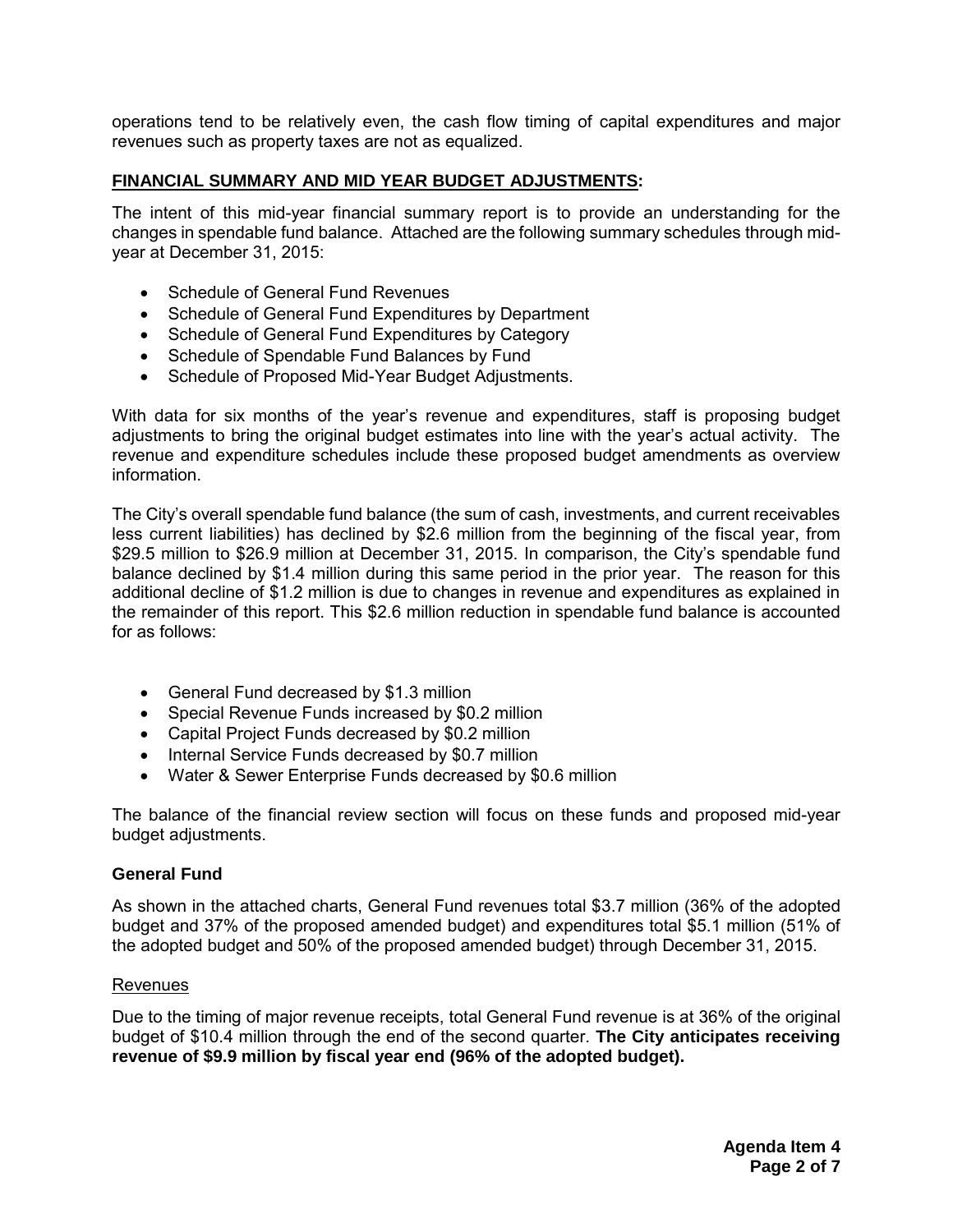operations tend to be relatively even, the cash flow timing of capital expenditures and major revenues such as property taxes are not as equalized.

## FINANCIAL SUMMARY AND MID YEAR BUDGET ADJUSTMENTS:

The intent of this mid-year financial summary report is to provide an understanding for the changes in spendable fund balance. Attached are the following summary schedules through mid-year at December 31, 2015:

- Schedule of General Fund Revenues
- Schedule of General Fund Expenditures by Department
- Schedule of General Fund Expenditures by Category
- Schedule of Spendable Fund Balances by Fund
- Schedule of Proposed Mid-Year Budget Adjustments.

With data for six months of the year's revenue and expenditures, staff is proposing budget adjustments to bring the original budget estimates into line with the year's actual activity. The revenue and expenditure schedules include these proposed budget amendments as overview information.

The City's overall spendable fund balance (the sum of cash, investments, and current receivables less current liabilities) has declined by $2.6 million from the beginning of the fiscal year, from $29.5 million to $26.9 million at December 31, 2015. In comparison, the City's spendable fund balance declined by $1.4 million during this same period in the prior year. The reason for this additional decline of $1.2 million is due to changes in revenue and expenditures as explained in the remainder of this report. This $2.6 million reduction in spendable fund balance is accounted for as follows:

- General Fund decreased by $1.3 million
- Special Revenue Funds increased by $0.2 million
- Capital Project Funds decreased by $0.2 million
- Internal Service Funds decreased by $0.7 million
- Water & Sewer Enterprise Funds decreased by $0.6 million

The balance of the financial review section will focus on these funds and proposed mid-year budget adjustments.

### General Fund

As shown in the attached charts, General Fund revenues total $3.7 million (36% of the adopted budget and 37% of the proposed amended budget) and expenditures total $5.1 million (51% of the adopted budget and 50% of the proposed amended budget) through December 31, 2015.

#### Revenues

Due to the timing of major revenue receipts, total General Fund revenue is at 36% of the original budget of $10.4 million through the end of the second quarter. **The City anticipates receiving revenue of $9.9 million by fiscal year end (96% of the adopted budget).**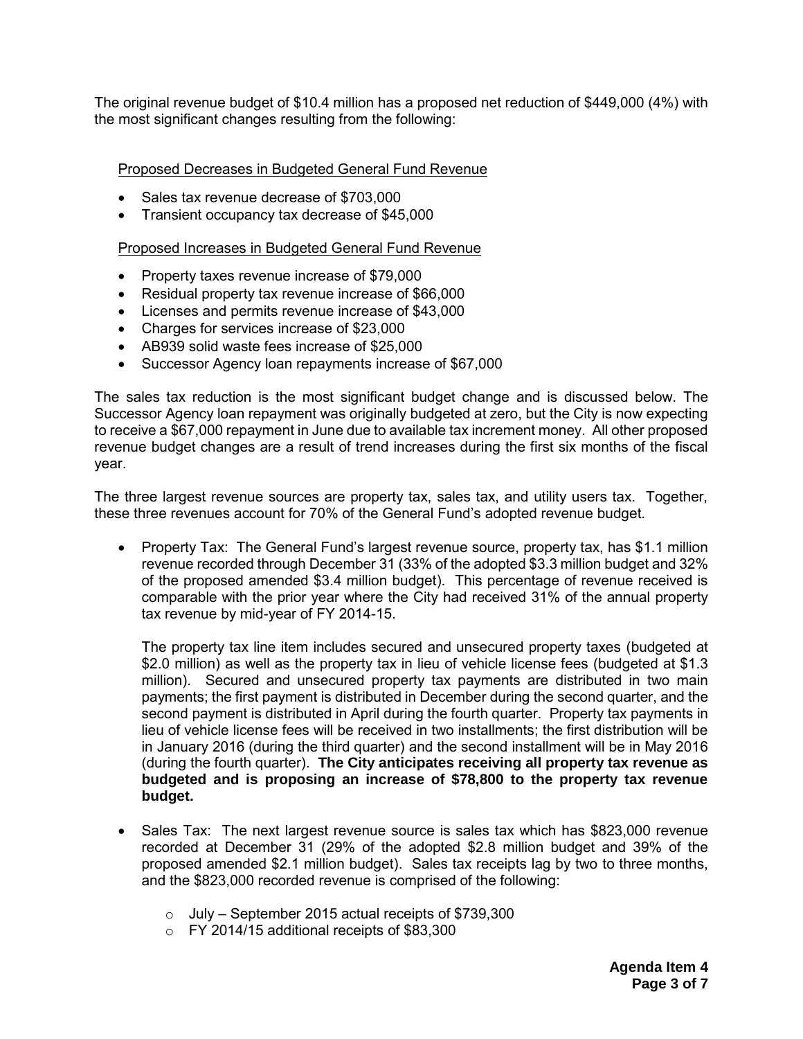The original revenue budget of $10.4 million has a proposed net reduction of $449,000 (4%) with the most significant changes resulting from the following:

<u>Proposed Decreases in Budgeted General Fund Revenue</u>

- Sales tax revenue decrease of $703,000
- Transient occupancy tax decrease of $45,000

<u>Proposed Increases in Budgeted General Fund Revenue</u>

- Property taxes revenue increase of $79,000
- Residual property tax revenue increase of $66,000
- Licenses and permits revenue increase of $43,000
- Charges for services increase of $23,000
- AB939 solid waste fees increase of $25,000
- Successor Agency loan repayments increase of $67,000

The sales tax reduction is the most significant budget change and is discussed below. The Successor Agency loan repayment was originally budgeted at zero, but the City is now expecting to receive a $67,000 repayment in June due to available tax increment money. All other proposed revenue budget changes are a result of trend increases during the first six months of the fiscal year.

The three largest revenue sources are property tax, sales tax, and utility users tax. Together, these three revenues account for 70% of the General Fund's adopted revenue budget.

- Property Tax: The General Fund's largest revenue source, property tax, has $1.1 million revenue recorded through December 31 (33% of the adopted $3.3 million budget and 32% of the proposed amended $3.4 million budget). This percentage of revenue received is comparable with the prior year where the City had received 31% of the annual property tax revenue by mid-year of FY 2014-15.

  The property tax line item includes secured and unsecured property taxes (budgeted at $2.0 million) as well as the property tax in lieu of vehicle license fees (budgeted at $1.3 million). Secured and unsecured property tax payments are distributed in two main payments; the first payment is distributed in December during the second quarter, and the second payment is distributed in April during the fourth quarter. Property tax payments in lieu of vehicle license fees will be received in two installments; the first distribution will be in January 2016 (during the third quarter) and the second installment will be in May 2016 (during the fourth quarter). **The City anticipates receiving all property tax revenue as budgeted and is proposing an increase of $78,800 to the property tax revenue budget.**

- Sales Tax: The next largest revenue source is sales tax which has $823,000 revenue recorded at December 31 (29% of the adopted $2.8 million budget and 39% of the proposed amended $2.1 million budget). Sales tax receipts lag by two to three months, and the $823,000 recorded revenue is comprised of the following:

  - July – September 2015 actual receipts of $739,300
  - FY 2014/15 additional receipts of $83,300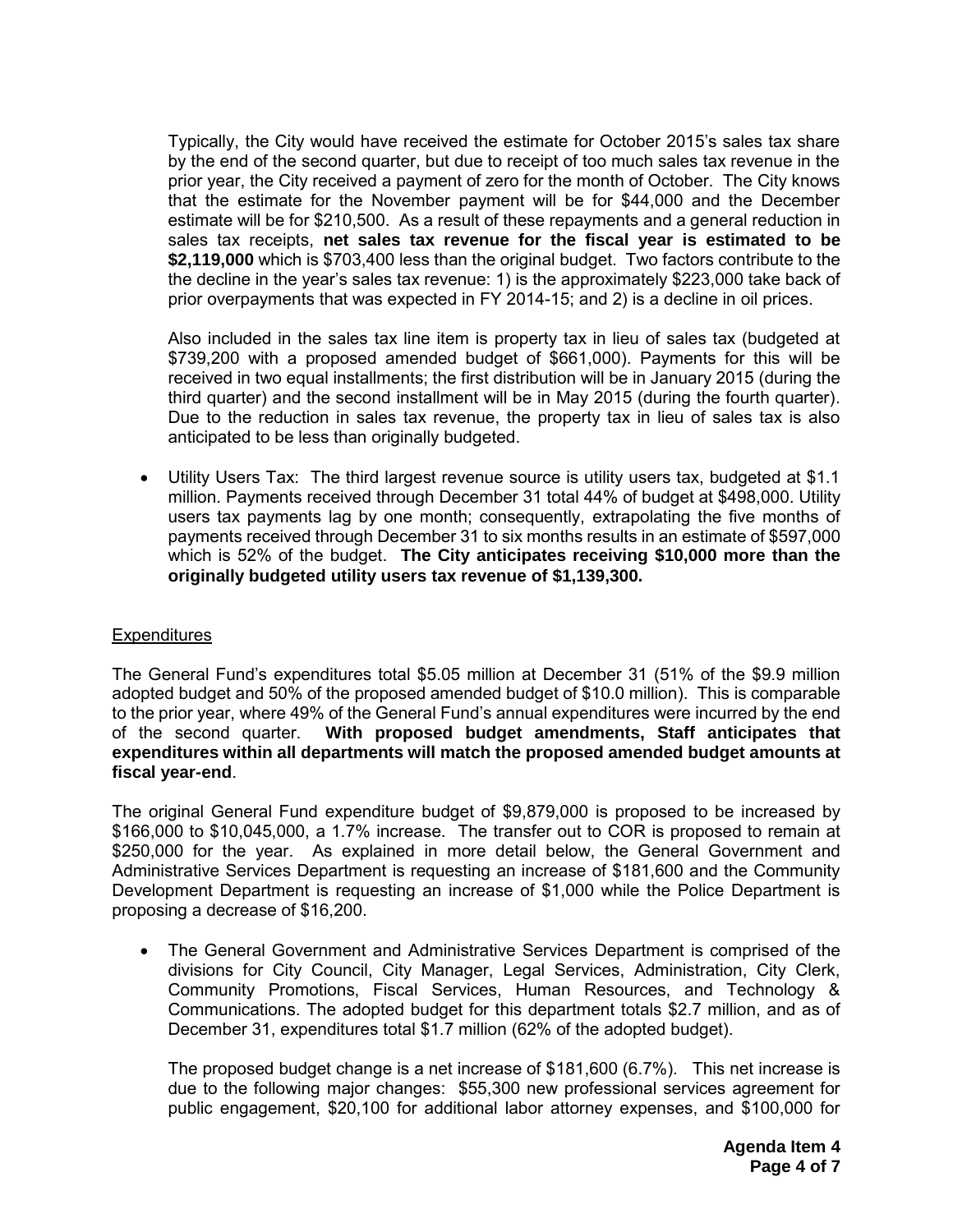Typically, the City would have received the estimate for October 2015's sales tax share by the end of the second quarter, but due to receipt of too much sales tax revenue in the prior year, the City received a payment of zero for the month of October. The City knows that the estimate for the November payment will be for $44,000 and the December estimate will be for $210,500. As a result of these repayments and a general reduction in sales tax receipts, **net sales tax revenue for the fiscal year is estimated to be $2,119,000** which is $703,400 less than the original budget. Two factors contribute to the the decline in the year's sales tax revenue: 1) is the approximately $223,000 take back of prior overpayments that was expected in FY 2014-15; and 2) is a decline in oil prices.

Also included in the sales tax line item is property tax in lieu of sales tax (budgeted at $739,200 with a proposed amended budget of $661,000). Payments for this will be received in two equal installments; the first distribution will be in January 2015 (during the third quarter) and the second installment will be in May 2015 (during the fourth quarter). Due to the reduction in sales tax revenue, the property tax in lieu of sales tax is also anticipated to be less than originally budgeted.

- Utility Users Tax: The third largest revenue source is utility users tax, budgeted at $1.1 million. Payments received through December 31 total 44% of budget at $498,000. Utility users tax payments lag by one month; consequently, extrapolating the five months of payments received through December 31 to six months results in an estimate of $597,000 which is 52% of the budget. **The City anticipates receiving $10,000 more than the originally budgeted utility users tax revenue of $1,139,300.**

Expenditures

The General Fund's expenditures total $5.05 million at December 31 (51% of the $9.9 million adopted budget and 50% of the proposed amended budget of $10.0 million). This is comparable to the prior year, where 49% of the General Fund's annual expenditures were incurred by the end of the second quarter. **With proposed budget amendments, Staff anticipates that expenditures within all departments will match the proposed amended budget amounts at fiscal year-end**.

The original General Fund expenditure budget of $9,879,000 is proposed to be increased by $166,000 to $10,045,000, a 1.7% increase. The transfer out to COR is proposed to remain at $250,000 for the year. As explained in more detail below, the General Government and Administrative Services Department is requesting an increase of $181,600 and the Community Development Department is requesting an increase of $1,000 while the Police Department is proposing a decrease of $16,200.

- The General Government and Administrative Services Department is comprised of the divisions for City Council, City Manager, Legal Services, Administration, City Clerk, Community Promotions, Fiscal Services, Human Resources, and Technology & Communications. The adopted budget for this department totals $2.7 million, and as of December 31, expenditures total $1.7 million (62% of the adopted budget).

  The proposed budget change is a net increase of $181,600 (6.7%). This net increase is due to the following major changes: $55,300 new professional services agreement for public engagement, $20,100 for additional labor attorney expenses, and $100,000 for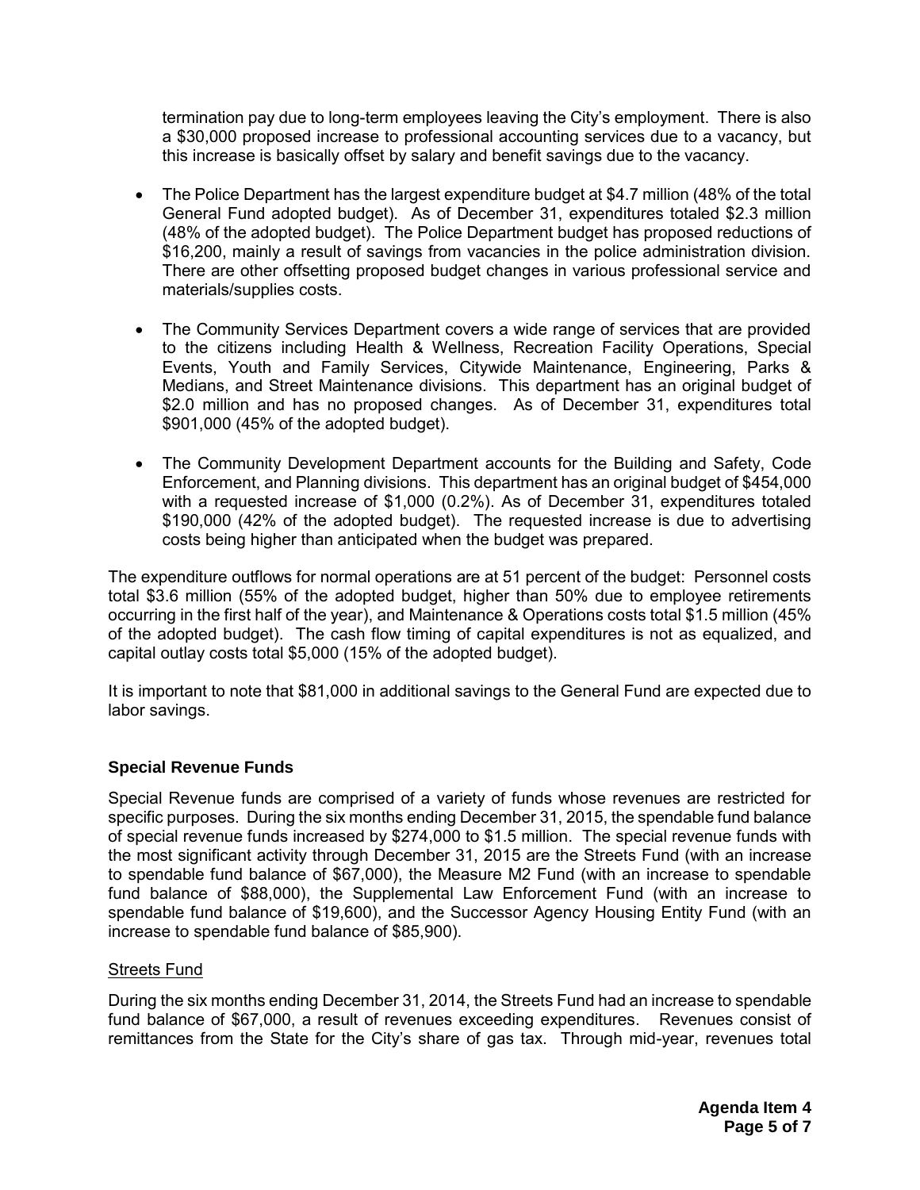termination pay due to long-term employees leaving the City's employment. There is also a $30,000 proposed increase to professional accounting services due to a vacancy, but this increase is basically offset by salary and benefit savings due to the vacancy.

- The Police Department has the largest expenditure budget at $4.7 million (48% of the total General Fund adopted budget). As of December 31, expenditures totaled $2.3 million (48% of the adopted budget). The Police Department budget has proposed reductions of $16,200, mainly a result of savings from vacancies in the police administration division. There are other offsetting proposed budget changes in various professional service and materials/supplies costs.

- The Community Services Department covers a wide range of services that are provided to the citizens including Health & Wellness, Recreation Facility Operations, Special Events, Youth and Family Services, Citywide Maintenance, Engineering, Parks & Medians, and Street Maintenance divisions. This department has an original budget of $2.0 million and has no proposed changes. As of December 31, expenditures total $901,000 (45% of the adopted budget).

- The Community Development Department accounts for the Building and Safety, Code Enforcement, and Planning divisions. This department has an original budget of $454,000 with a requested increase of $1,000 (0.2%). As of December 31, expenditures totaled $190,000 (42% of the adopted budget). The requested increase is due to advertising costs being higher than anticipated when the budget was prepared.

The expenditure outflows for normal operations are at 51 percent of the budget: Personnel costs total $3.6 million (55% of the adopted budget, higher than 50% due to employee retirements occurring in the first half of the year), and Maintenance & Operations costs total $1.5 million (45% of the adopted budget). The cash flow timing of capital expenditures is not as equalized, and capital outlay costs total $5,000 (15% of the adopted budget).

It is important to note that $81,000 in additional savings to the General Fund are expected due to labor savings.

**Special Revenue Funds**

Special Revenue funds are comprised of a variety of funds whose revenues are restricted for specific purposes. During the six months ending December 31, 2015, the spendable fund balance of special revenue funds increased by $274,000 to $1.5 million. The special revenue funds with the most significant activity through December 31, 2015 are the Streets Fund (with an increase to spendable fund balance of $67,000), the Measure M2 Fund (with an increase to spendable fund balance of $88,000), the Supplemental Law Enforcement Fund (with an increase to spendable fund balance of $19,600), and the Successor Agency Housing Entity Fund (with an increase to spendable fund balance of $85,900).

<u>Streets Fund</u>

During the six months ending December 31, 2014, the Streets Fund had an increase to spendable fund balance of $67,000, a result of revenues exceeding expenditures. Revenues consist of remittances from the State for the City's share of gas tax. Through mid-year, revenues total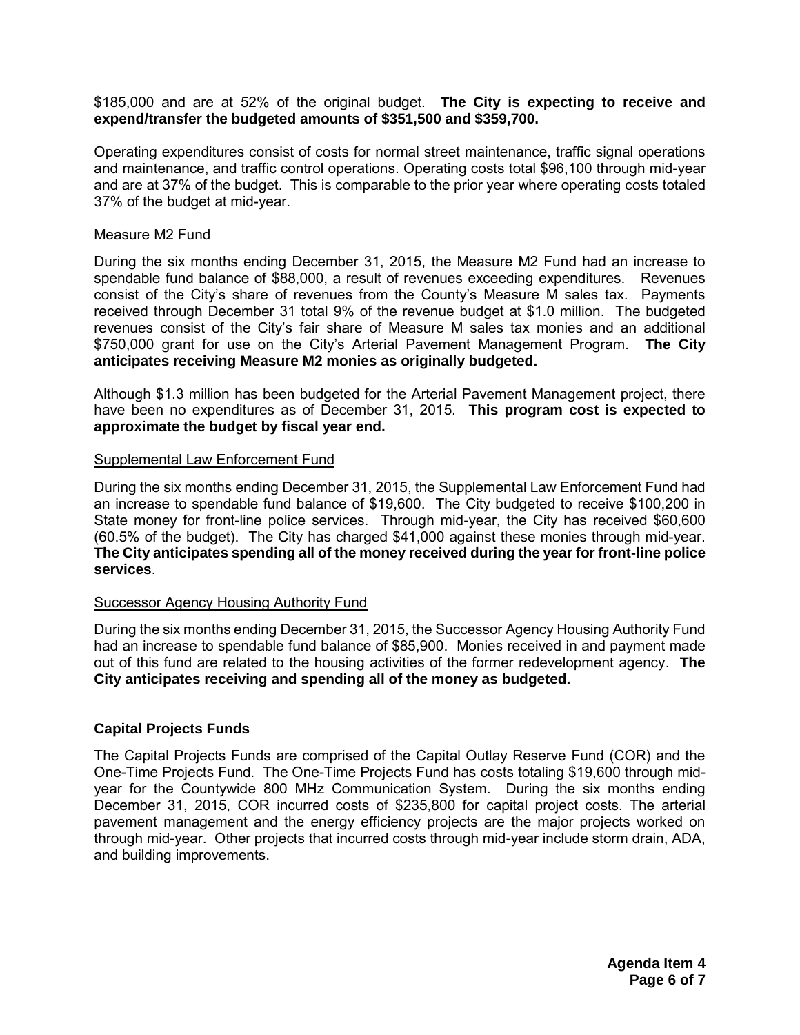$185,000 and are at 52% of the original budget. **The City is expecting to receive and expend/transfer the budgeted amounts of $351,500 and $359,700.**

Operating expenditures consist of costs for normal street maintenance, traffic signal operations and maintenance, and traffic control operations. Operating costs total $96,100 through mid-year and are at 37% of the budget. This is comparable to the prior year where operating costs totaled 37% of the budget at mid-year.

Measure M2 Fund

During the six months ending December 31, 2015, the Measure M2 Fund had an increase to spendable fund balance of $88,000, a result of revenues exceeding expenditures. Revenues consist of the City's share of revenues from the County's Measure M sales tax. Payments received through December 31 total 9% of the revenue budget at $1.0 million. The budgeted revenues consist of the City's fair share of Measure M sales tax monies and an additional $750,000 grant for use on the City's Arterial Pavement Management Program. **The City anticipates receiving Measure M2 monies as originally budgeted.**

Although $1.3 million has been budgeted for the Arterial Pavement Management project, there have been no expenditures as of December 31, 2015. **This program cost is expected to approximate the budget by fiscal year end.**

Supplemental Law Enforcement Fund

During the six months ending December 31, 2015, the Supplemental Law Enforcement Fund had an increase to spendable fund balance of $19,600. The City budgeted to receive $100,200 in State money for front-line police services. Through mid-year, the City has received $60,600 (60.5% of the budget). The City has charged $41,000 against these monies through mid-year. **The City anticipates spending all of the money received during the year for front-line police services**.

Successor Agency Housing Authority Fund

During the six months ending December 31, 2015, the Successor Agency Housing Authority Fund had an increase to spendable fund balance of $85,900. Monies received in and payment made out of this fund are related to the housing activities of the former redevelopment agency. **The City anticipates receiving and spending all of the money as budgeted.**

**Capital Projects Funds**

The Capital Projects Funds are comprised of the Capital Outlay Reserve Fund (COR) and the One-Time Projects Fund. The One-Time Projects Fund has costs totaling $19,600 through mid-year for the Countywide 800 MHz Communication System. During the six months ending December 31, 2015, COR incurred costs of $235,800 for capital project costs. The arterial pavement management and the energy efficiency projects are the major projects worked on through mid-year. Other projects that incurred costs through mid-year include storm drain, ADA, and building improvements.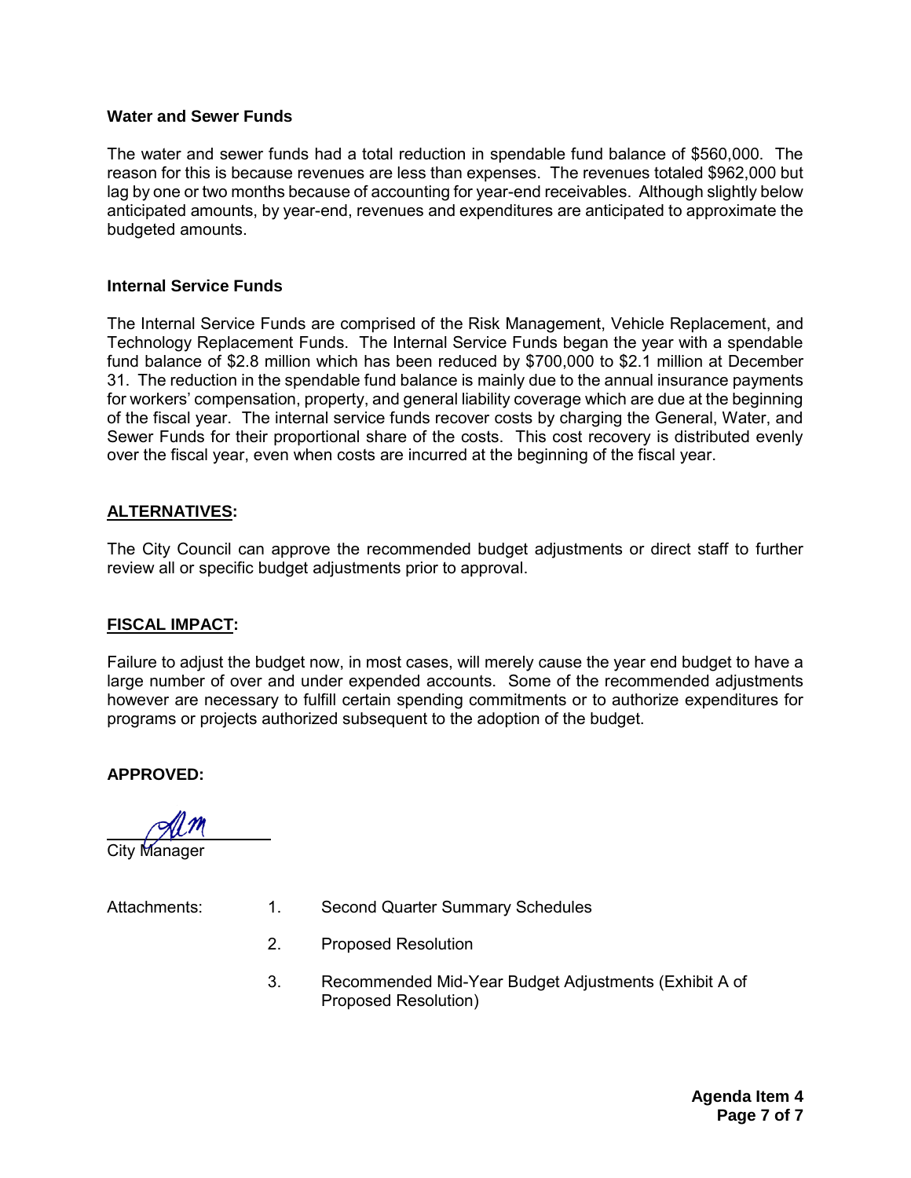**Water and Sewer Funds**

The water and sewer funds had a total reduction in spendable fund balance of $560,000. The reason for this is because revenues are less than expenses. The revenues totaled $962,000 but lag by one or two months because of accounting for year-end receivables. Although slightly below anticipated amounts, by year-end, revenues and expenditures are anticipated to approximate the budgeted amounts.

**Internal Service Funds**

The Internal Service Funds are comprised of the Risk Management, Vehicle Replacement, and Technology Replacement Funds. The Internal Service Funds began the year with a spendable fund balance of $2.8 million which has been reduced by $700,000 to $2.1 million at December 31. The reduction in the spendable fund balance is mainly due to the annual insurance payments for workers' compensation, property, and general liability coverage which are due at the beginning of the fiscal year. The internal service funds recover costs by charging the General, Water, and Sewer Funds for their proportional share of the costs. This cost recovery is distributed evenly over the fiscal year, even when costs are incurred at the beginning of the fiscal year.

## ALTERNATIVES:

The City Council can approve the recommended budget adjustments or direct staff to further review all or specific budget adjustments prior to approval.

## FISCAL IMPACT:

Failure to adjust the budget now, in most cases, will merely cause the year end budget to have a large number of over and under expended accounts. Some of the recommended adjustments however are necessary to fulfill certain spending commitments or to authorize expenditures for programs or projects authorized subsequent to the adoption of the budget.

**APPROVED:**

City Manager

Attachments:

1. Second Quarter Summary Schedules
2. Proposed Resolution
3. Recommended Mid-Year Budget Adjustments (Exhibit A of Proposed Resolution)

**Agenda Item 4**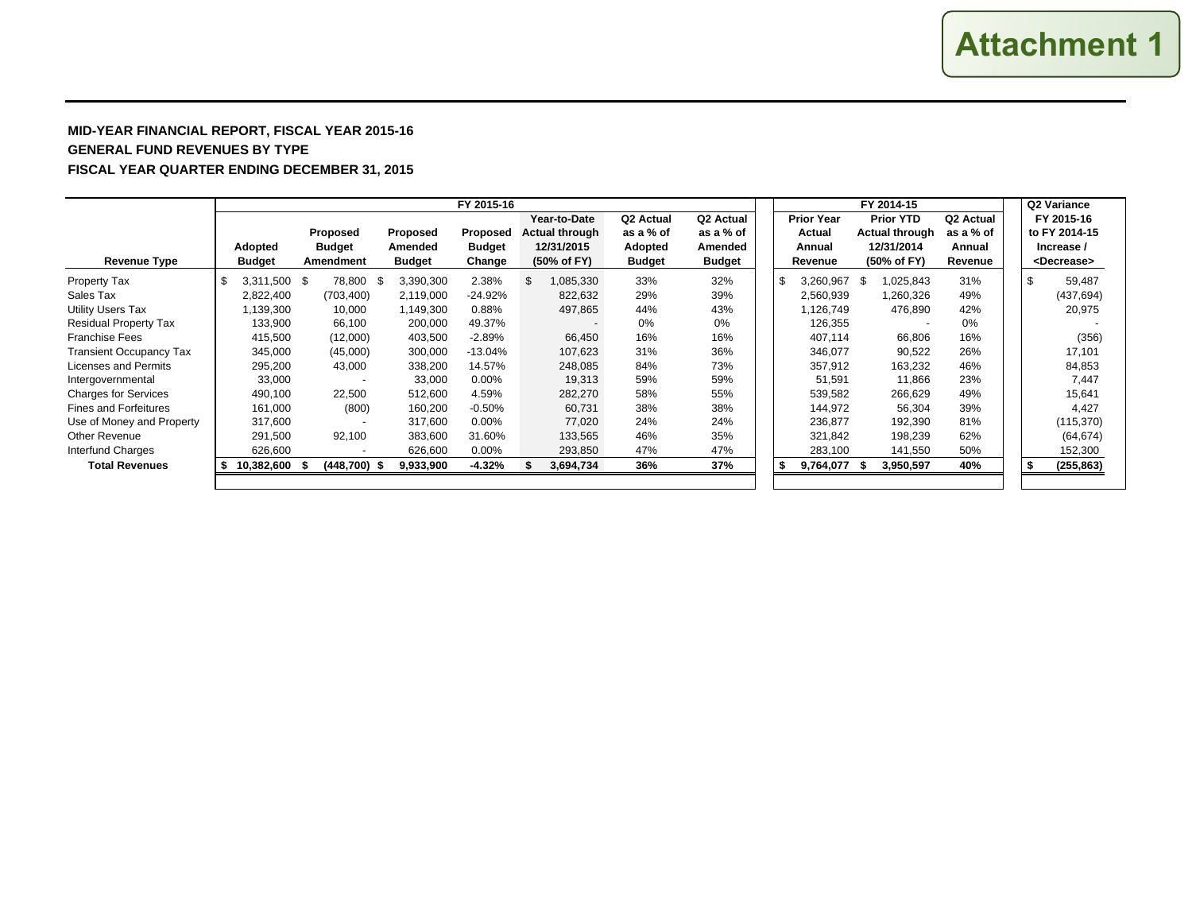**Attachment 1**

**MID-YEAR FINANCIAL REPORT, FISCAL YEAR 2015-16**
**GENERAL FUND REVENUES BY TYPE**
**FISCAL YEAR QUARTER ENDING DECEMBER 31, 2015**

| Revenue Type | FY 2015-16 Adopted Budget | FY 2015-16 Proposed Budget Amendment | FY 2015-16 Proposed Amended Budget | FY 2015-16 Proposed Budget Change | FY 2015-16 Year-to-Date Actual through 12/31/2015 (50% of FY) | FY 2015-16 Q2 Actual as a % of Adopted Budget | FY 2015-16 Q2 Actual as a % of Amended Budget | FY 2014-15 Prior Year Actual Annual Revenue | FY 2014-15 Prior YTD Actual through 12/31/2014 (50% of FY) | FY 2014-15 Q2 Actual as a % of Annual Revenue | Q2 Variance FY 2015-16 to FY 2014-15 Increase / <Decrease> |
|---|---|---|---|---|---|---|---|---|---|---|---|
| Property Tax | $ 3,311,500 | $ 78,800 | $ 3,390,300 | 2.38% | $ 1,085,330 | 33% | 32% | $ 3,260,967 | $ 1,025,843 | 31% | $ 59,487 |
| Sales Tax | 2,822,400 | (703,400) | 2,119,000 | -24.92% | 822,632 | 29% | 39% | 2,560,939 | 1,260,326 | 49% | (437,694) |
| Utility Users Tax | 1,139,300 | 10,000 | 1,149,300 | 0.88% | 497,865 | 44% | 43% | 1,126,749 | 476,890 | 42% | 20,975 |
| Residual Property Tax | 133,900 | 66,100 | 200,000 | 49.37% | - | 0% | 0% | 126,355 | - | 0% | - |
| Franchise Fees | 415,500 | (12,000) | 403,500 | -2.89% | 66,450 | 16% | 16% | 407,114 | 66,806 | 16% | (356) |
| Transient Occupancy Tax | 345,000 | (45,000) | 300,000 | -13.04% | 107,623 | 31% | 36% | 346,077 | 90,522 | 26% | 17,101 |
| Licenses and Permits | 295,200 | 43,000 | 338,200 | 14.57% | 248,085 | 84% | 73% | 357,912 | 163,232 | 46% | 84,853 |
| Intergovernmental | 33,000 | - | 33,000 | 0.00% | 19,313 | 59% | 59% | 51,591 | 11,866 | 23% | 7,447 |
| Charges for Services | 490,100 | 22,500 | 512,600 | 4.59% | 282,270 | 58% | 55% | 539,582 | 266,629 | 49% | 15,641 |
| Fines and Forfeitures | 161,000 | (800) | 160,200 | -0.50% | 60,731 | 38% | 38% | 144,972 | 56,304 | 39% | 4,427 |
| Use of Money and Property | 317,600 | - | 317,600 | 0.00% | 77,020 | 24% | 24% | 236,877 | 192,390 | 81% | (115,370) |
| Other Revenue | 291,500 | 92,100 | 383,600 | 31.60% | 133,565 | 46% | 35% | 321,842 | 198,239 | 62% | (64,674) |
| Interfund Charges | 626,600 | - | 626,600 | 0.00% | 293,850 | 47% | 47% | 283,100 | 141,550 | 50% | 152,300 |
| **Total Revenues** | **$ 10,382,600** | **$ (448,700)** | **$ 9,933,900** | **-4.32%** | **$ 3,694,734** | **36%** | **37%** | **$ 9,764,077** | **$ 3,950,597** | **40%** | **$ (255,863)** |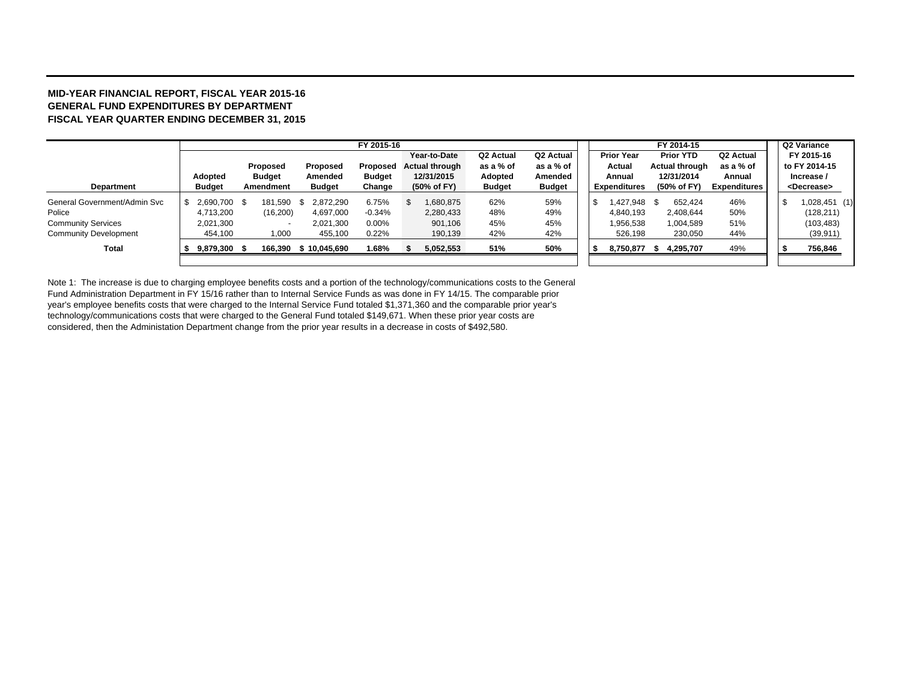**MID-YEAR FINANCIAL REPORT, FISCAL YEAR 2015-16**
**GENERAL FUND EXPENDITURES BY DEPARTMENT**
**FISCAL YEAR QUARTER ENDING DECEMBER 31, 2015**

| | FY 2015-16 | | | | | | | FY 2014-15 | | | Q2 Variance |
|---|---|---|---|---|---|---|---|---|---|---|---|
| **Department** | **Adopted Budget** | **Proposed Budget Amendment** | **Proposed Amended Budget** | **Proposed Budget Change** | **Year-to-Date Actual through 12/31/2015 (50% of FY)** | **Q2 Actual as a % of Adopted Budget** | **Q2 Actual as a % of Amended Budget** | **Prior Year Actual Annual Expenditures** | **Prior YTD Actual through 12/31/2014 (50% of FY)** | **Q2 Actual as a % of Annual Expenditures** | **FY 2015-16 to FY 2014-15 Increase / <Decrease>** |
| General Government/Admin Svc | $ 2,690,700 | $ 181,590 | $ 2,872,290 | 6.75% | $ 1,680,875 | 62% | 59% | $ 1,427,948 | $ 652,424 | 46% | $ 1,028,451 (1) |
| Police | 4,713,200 | (16,200) | 4,697,000 | -0.34% | 2,280,433 | 48% | 49% | 4,840,193 | 2,408,644 | 50% | (128,211) |
| Community Services | 2,021,300 | - | 2,021,300 | 0.00% | 901,106 | 45% | 45% | 1,956,538 | 1,004,589 | 51% | (103,483) |
| Community Development | 454,100 | 1,000 | 455,100 | 0.22% | 190,139 | 42% | 42% | 526,198 | 230,050 | 44% | (39,911) |
| **Total** | **$ 9,879,300** | **$ 166,390** | **$ 10,045,690** | **1.68%** | **$ 5,052,553** | **51%** | **50%** | **$ 8,750,877** | **$ 4,295,707** | 49% | **$ 756,846** |

Note 1: The increase is due to charging employee benefits costs and a portion of the technology/communications costs to the General Fund Administration Department in FY 15/16 rather than to Internal Service Funds as was done in FY 14/15. The comparable prior year's employee benefits costs that were charged to the Internal Service Fund totaled $1,371,360 and the comparable prior year's technology/communications costs that were charged to the General Fund totaled $149,671. When these prior year costs are considered, then the Administation Department change from the prior year results in a decrease in costs of $492,580.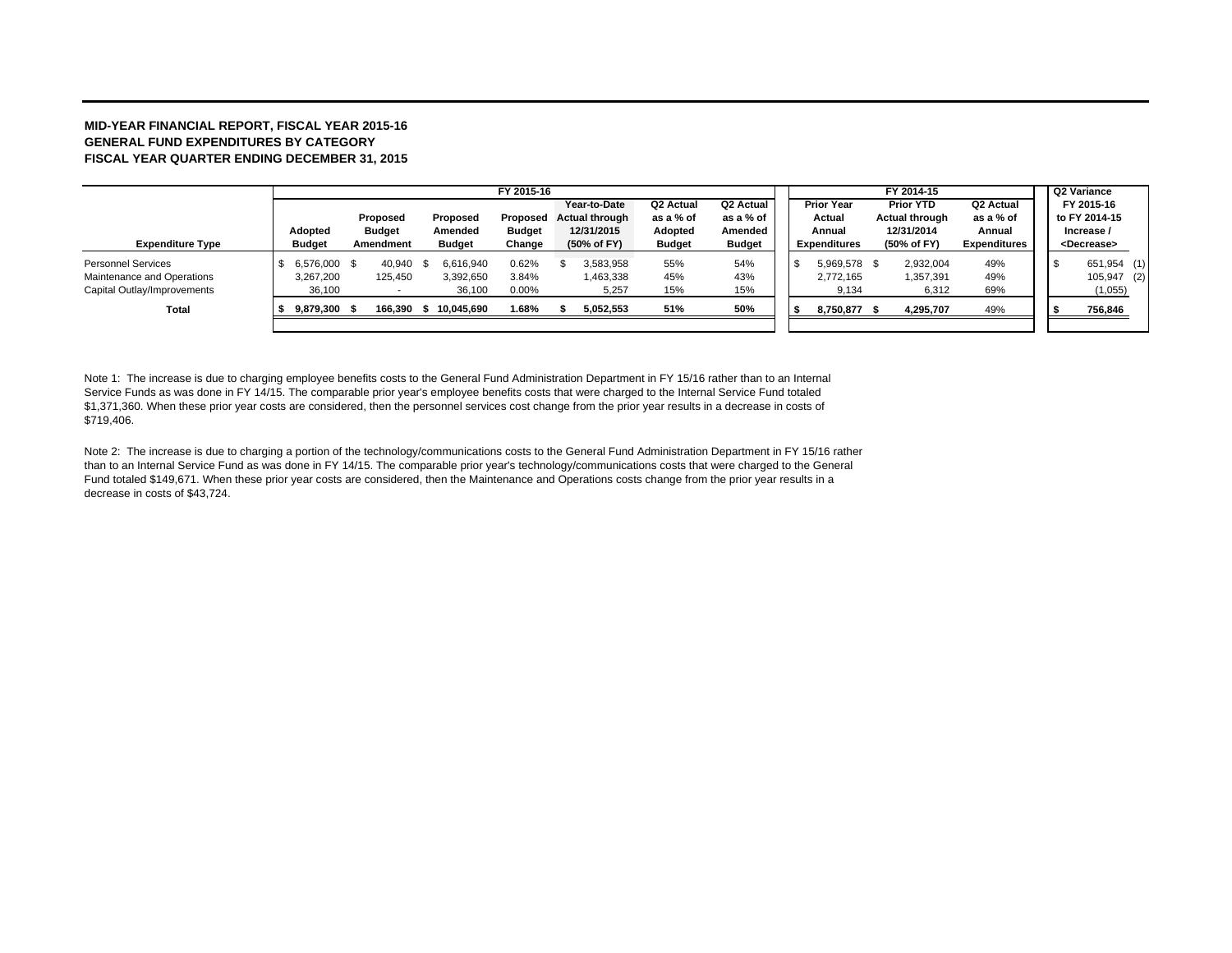**MID-YEAR FINANCIAL REPORT, FISCAL YEAR 2015-16**
**GENERAL FUND EXPENDITURES BY CATEGORY**
**FISCAL YEAR QUARTER ENDING DECEMBER 31, 2015**

| | FY 2015-16 | | | | | | | FY 2014-15 | | | Q2 Variance |
|---|---|---|---|---|---|---|---|---|---|---|---|
| **Expenditure Type** | **Adopted Budget** | **Proposed Budget Amendment** | **Proposed Amended Budget** | **Proposed Budget Change** | **Year-to-Date Actual through 12/31/2015 (50% of FY)** | **Q2 Actual as a % of Adopted Budget** | **Q2 Actual as a % of Amended Budget** | **Prior Year Actual Annual Expenditures** | **Prior YTD Actual through 12/31/2014 (50% of FY)** | **Q2 Actual as a % of Annual Expenditures** | **FY 2015-16 to FY 2014-15 Increase / <Decrease>** |
| Personnel Services | $ 6,576,000 | $ 40,940 | $ 6,616,940 | 0.62% | $ 3,583,958 | 55% | 54% | $ 5,969,578 | $ 2,932,004 | 49% | $ 651,954 (1) |
| Maintenance and Operations | 3,267,200 | 125,450 | 3,392,650 | 3.84% | 1,463,338 | 45% | 43% | 2,772,165 | 1,357,391 | 49% | 105,947 (2) |
| Capital Outlay/Improvements | 36,100 | - | 36,100 | 0.00% | 5,257 | 15% | 15% | 9,134 | 6,312 | 69% | (1,055) |
| **Total** | **$ 9,879,300** | **$ 166,390** | **$ 10,045,690** | **1.68%** | **$ 5,052,553** | **51%** | **50%** | **$ 8,750,877** | **$ 4,295,707** | 49% | **$ 756,846** |

Note 1: The increase is due to charging employee benefits costs to the General Fund Administration Department in FY 15/16 rather than to an Internal Service Funds as was done in FY 14/15. The comparable prior year's employee benefits costs that were charged to the Internal Service Fund totaled $1,371,360. When these prior year costs are considered, then the personnel services cost change from the prior year results in a decrease in costs of $719,406.

Note 2: The increase is due to charging a portion of the technology/communications costs to the General Fund Administration Department in FY 15/16 rather than to an Internal Service Fund as was done in FY 14/15. The comparable prior year's technology/communications costs that were charged to the General Fund totaled $149,671. When these prior year costs are considered, then the Maintenance and Operations costs change from the prior year results in a decrease in costs of $43,724.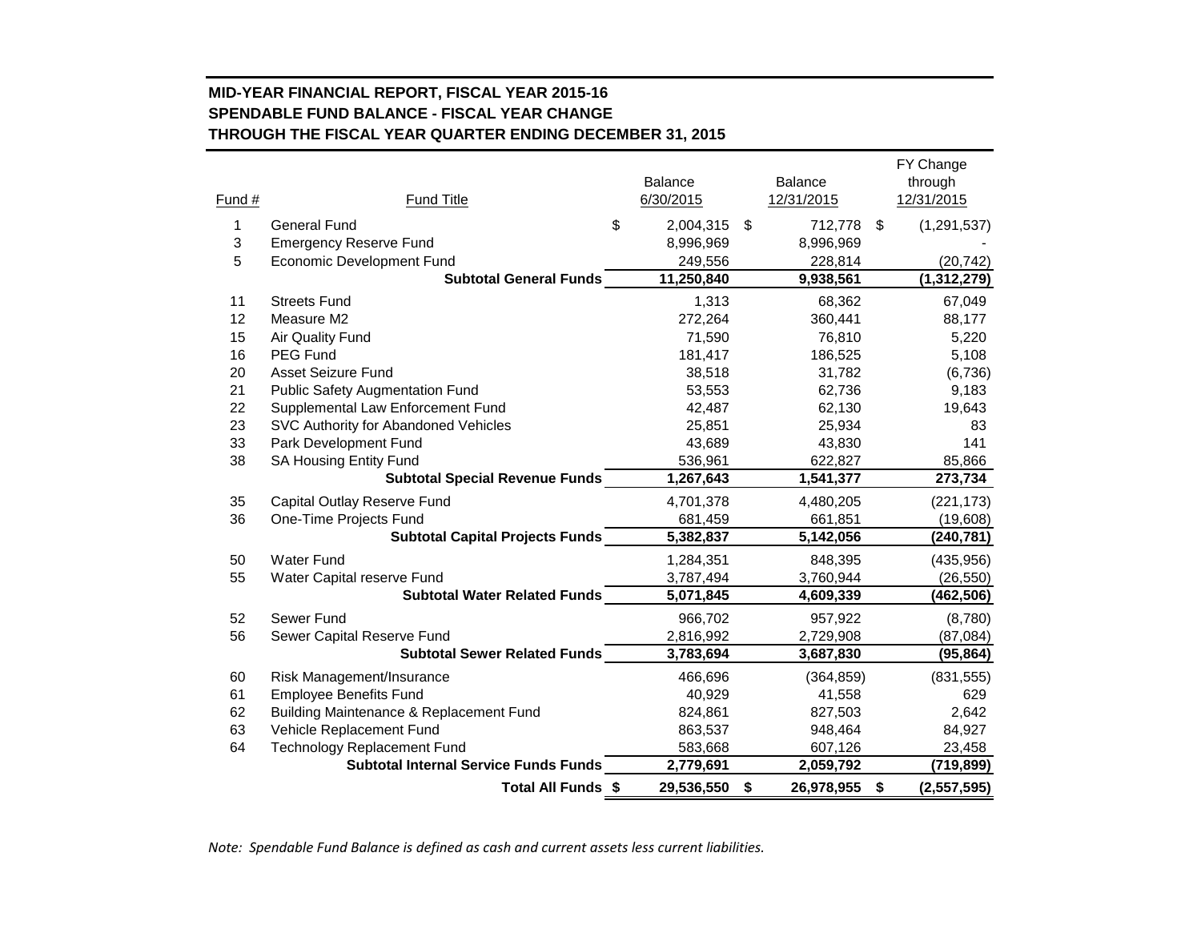**MID-YEAR FINANCIAL REPORT, FISCAL YEAR 2015-16**
**SPENDABLE FUND BALANCE - FISCAL YEAR CHANGE**
**THROUGH THE FISCAL YEAR QUARTER ENDING DECEMBER 31, 2015**

| Fund # | Fund Title | Balance 6/30/2015 | Balance 12/31/2015 | FY Change through 12/31/2015 |
|---|---|---|---|---|
| 1 | General Fund | $ 2,004,315 | $ 712,778 | $ (1,291,537) |
| 3 | Emergency Reserve Fund | 8,996,969 | 8,996,969 | - |
| 5 | Economic Development Fund | 249,556 | 228,814 | (20,742) |
| | **Subtotal General Funds** | **11,250,840** | **9,938,561** | **(1,312,279)** |
| 11 | Streets Fund | 1,313 | 68,362 | 67,049 |
| 12 | Measure M2 | 272,264 | 360,441 | 88,177 |
| 15 | Air Quality Fund | 71,590 | 76,810 | 5,220 |
| 16 | PEG Fund | 181,417 | 186,525 | 5,108 |
| 20 | Asset Seizure Fund | 38,518 | 31,782 | (6,736) |
| 21 | Public Safety Augmentation Fund | 53,553 | 62,736 | 9,183 |
| 22 | Supplemental Law Enforcement Fund | 42,487 | 62,130 | 19,643 |
| 23 | SVC Authority for Abandoned Vehicles | 25,851 | 25,934 | 83 |
| 33 | Park Development Fund | 43,689 | 43,830 | 141 |
| 38 | SA Housing Entity Fund | 536,961 | 622,827 | 85,866 |
| | **Subtotal Special Revenue Funds** | **1,267,643** | **1,541,377** | **273,734** |
| 35 | Capital Outlay Reserve Fund | 4,701,378 | 4,480,205 | (221,173) |
| 36 | One-Time Projects Fund | 681,459 | 661,851 | (19,608) |
| | **Subtotal Capital Projects Funds** | **5,382,837** | **5,142,056** | **(240,781)** |
| 50 | Water Fund | 1,284,351 | 848,395 | (435,956) |
| 55 | Water Capital reserve Fund | 3,787,494 | 3,760,944 | (26,550) |
| | **Subtotal Water Related Funds** | **5,071,845** | **4,609,339** | **(462,506)** |
| 52 | Sewer Fund | 966,702 | 957,922 | (8,780) |
| 56 | Sewer Capital Reserve Fund | 2,816,992 | 2,729,908 | (87,084) |
| | **Subtotal Sewer Related Funds** | **3,783,694** | **3,687,830** | **(95,864)** |
| 60 | Risk Management/Insurance | 466,696 | (364,859) | (831,555) |
| 61 | Employee Benefits Fund | 40,929 | 41,558 | 629 |
| 62 | Building Maintenance & Replacement Fund | 824,861 | 827,503 | 2,642 |
| 63 | Vehicle Replacement Fund | 863,537 | 948,464 | 84,927 |
| 64 | Technology Replacement Fund | 583,668 | 607,126 | 23,458 |
| | **Subtotal Internal Service Funds Funds** | **2,779,691** | **2,059,792** | **(719,899)** |
| | **Total All Funds** | **$ 29,536,550** | **$ 26,978,955** | **$ (2,557,595)** |

*Note: Spendable Fund Balance is defined as cash and current assets less current liabilities.*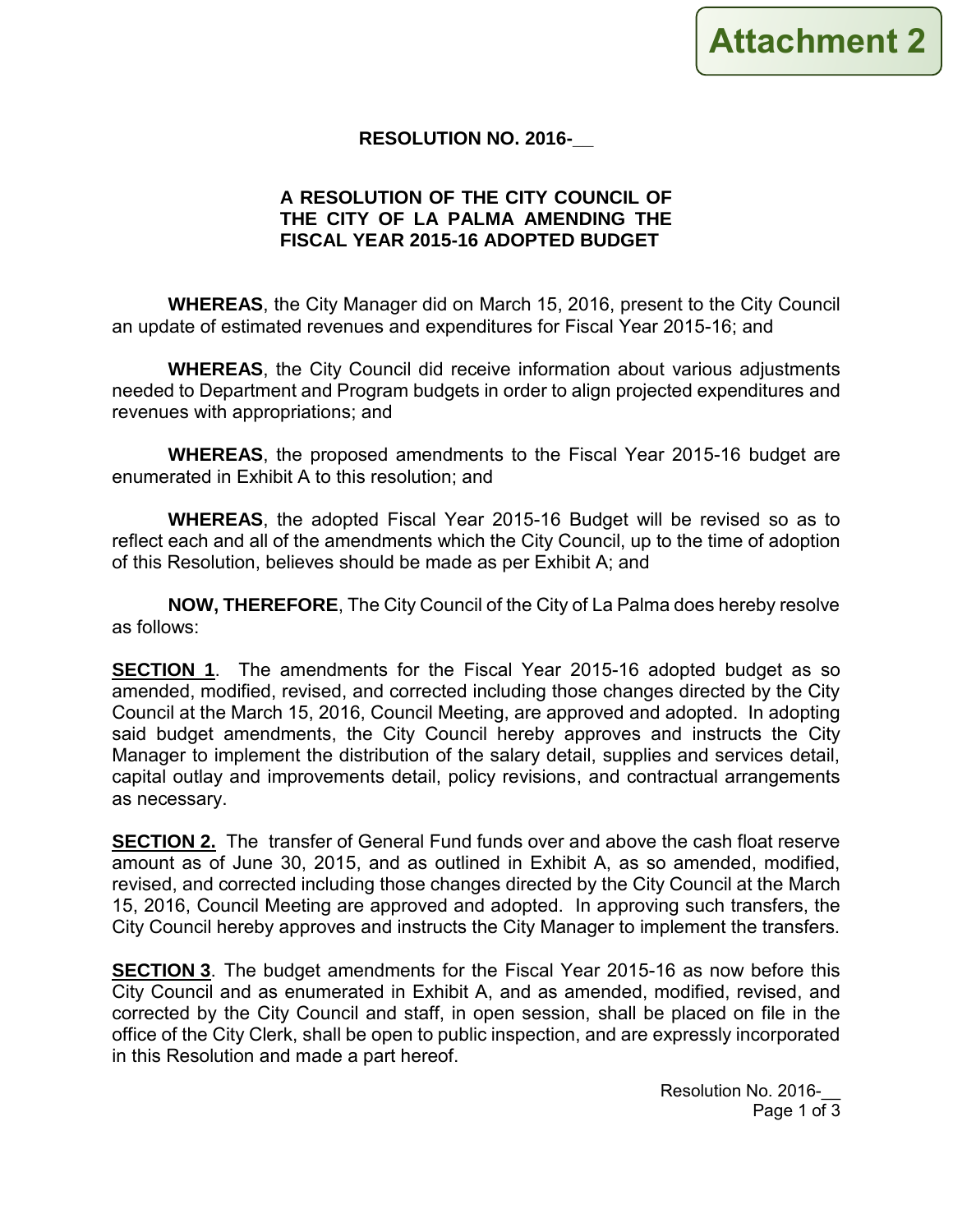**Attachment 2**

**RESOLUTION NO. 2016-__**

**A RESOLUTION OF THE CITY COUNCIL OF THE CITY OF LA PALMA AMENDING THE FISCAL YEAR 2015-16 ADOPTED BUDGET**

**WHEREAS**, the City Manager did on March 15, 2016, present to the City Council an update of estimated revenues and expenditures for Fiscal Year 2015-16; and

**WHEREAS**, the City Council did receive information about various adjustments needed to Department and Program budgets in order to align projected expenditures and revenues with appropriations; and

**WHEREAS**, the proposed amendments to the Fiscal Year 2015-16 budget are enumerated in Exhibit A to this resolution; and

**WHEREAS**, the adopted Fiscal Year 2015-16 Budget will be revised so as to reflect each and all of the amendments which the City Council, up to the time of adoption of this Resolution, believes should be made as per Exhibit A; and

**NOW, THEREFORE**, The City Council of the City of La Palma does hereby resolve as follows:

**SECTION 1**. The amendments for the Fiscal Year 2015-16 adopted budget as so amended, modified, revised, and corrected including those changes directed by the City Council at the March 15, 2016, Council Meeting, are approved and adopted. In adopting said budget amendments, the City Council hereby approves and instructs the City Manager to implement the distribution of the salary detail, supplies and services detail, capital outlay and improvements detail, policy revisions, and contractual arrangements as necessary.

**SECTION 2.** The transfer of General Fund funds over and above the cash float reserve amount as of June 30, 2015, and as outlined in Exhibit A, as so amended, modified, revised, and corrected including those changes directed by the City Council at the March 15, 2016, Council Meeting are approved and adopted. In approving such transfers, the City Council hereby approves and instructs the City Manager to implement the transfers.

**SECTION 3**. The budget amendments for the Fiscal Year 2015-16 as now before this City Council and as enumerated in Exhibit A, and as amended, modified, revised, and corrected by the City Council and staff, in open session, shall be placed on file in the office of the City Clerk, shall be open to public inspection, and are expressly incorporated in this Resolution and made a part hereof.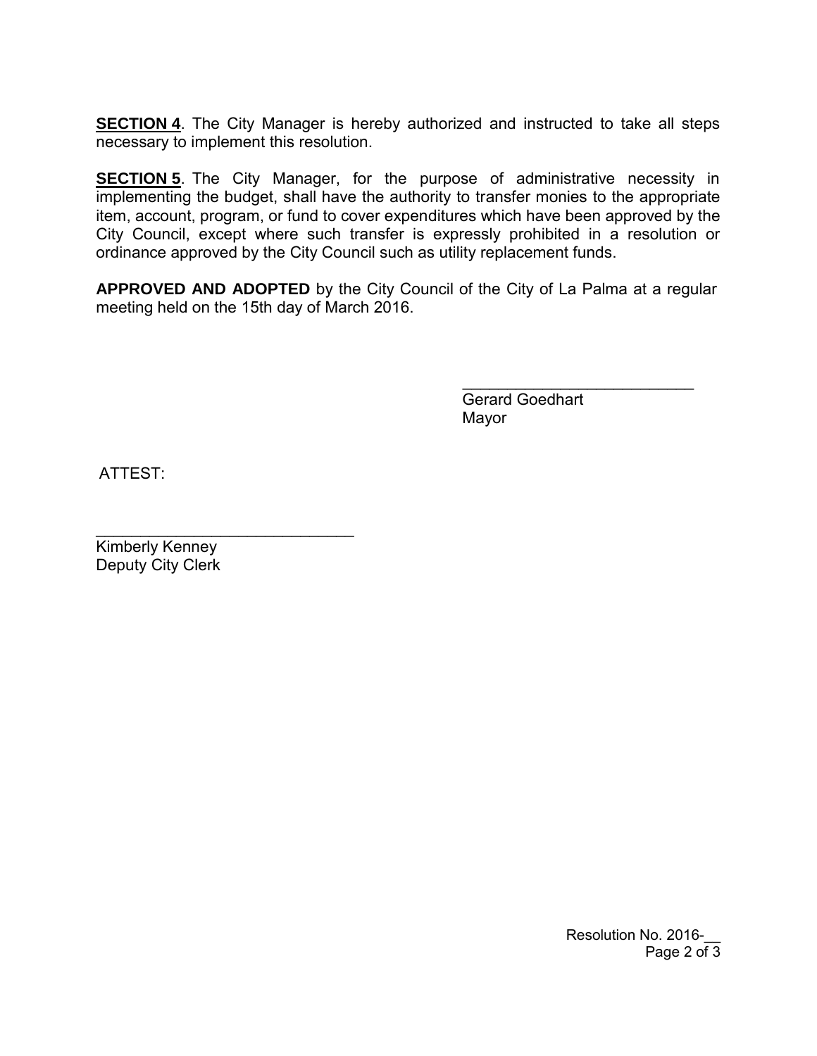**SECTION 4**. The City Manager is hereby authorized and instructed to take all steps necessary to implement this resolution.

**SECTION 5**. The City Manager, for the purpose of administrative necessity in implementing the budget, shall have the authority to transfer monies to the appropriate item, account, program, or fund to cover expenditures which have been approved by the City Council, except where such transfer is expressly prohibited in a resolution or ordinance approved by the City Council such as utility replacement funds.

**APPROVED AND ADOPTED** by the City Council of the City of La Palma at a regular meeting held on the 15th day of March 2016.

___________________________
Gerard Goedhart
Mayor

ATTEST:

______________________________
Kimberly Kenney
Deputy City Clerk

Resolution No. 2016-__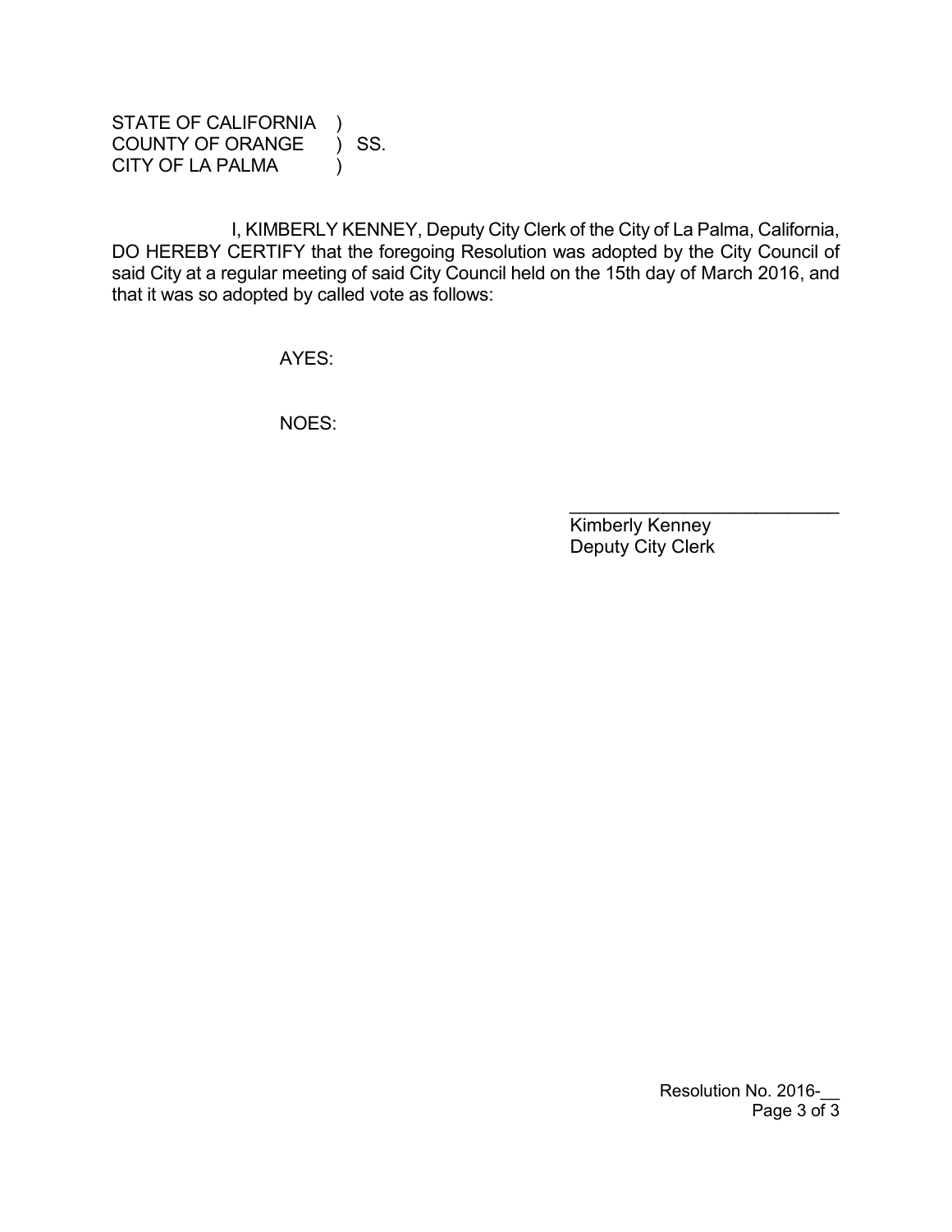STATE OF CALIFORNIA )
COUNTY OF ORANGE ) SS.
CITY OF LA PALMA )

I, KIMBERLY KENNEY, Deputy City Clerk of the City of La Palma, California, DO HEREBY CERTIFY that the foregoing Resolution was adopted by the City Council of said City at a regular meeting of said City Council held on the 15th day of March 2016, and that it was so adopted by called vote as follows:

AYES:

NOES:

___________________________
Kimberly Kenney
Deputy City Clerk

Resolution No. 2016-__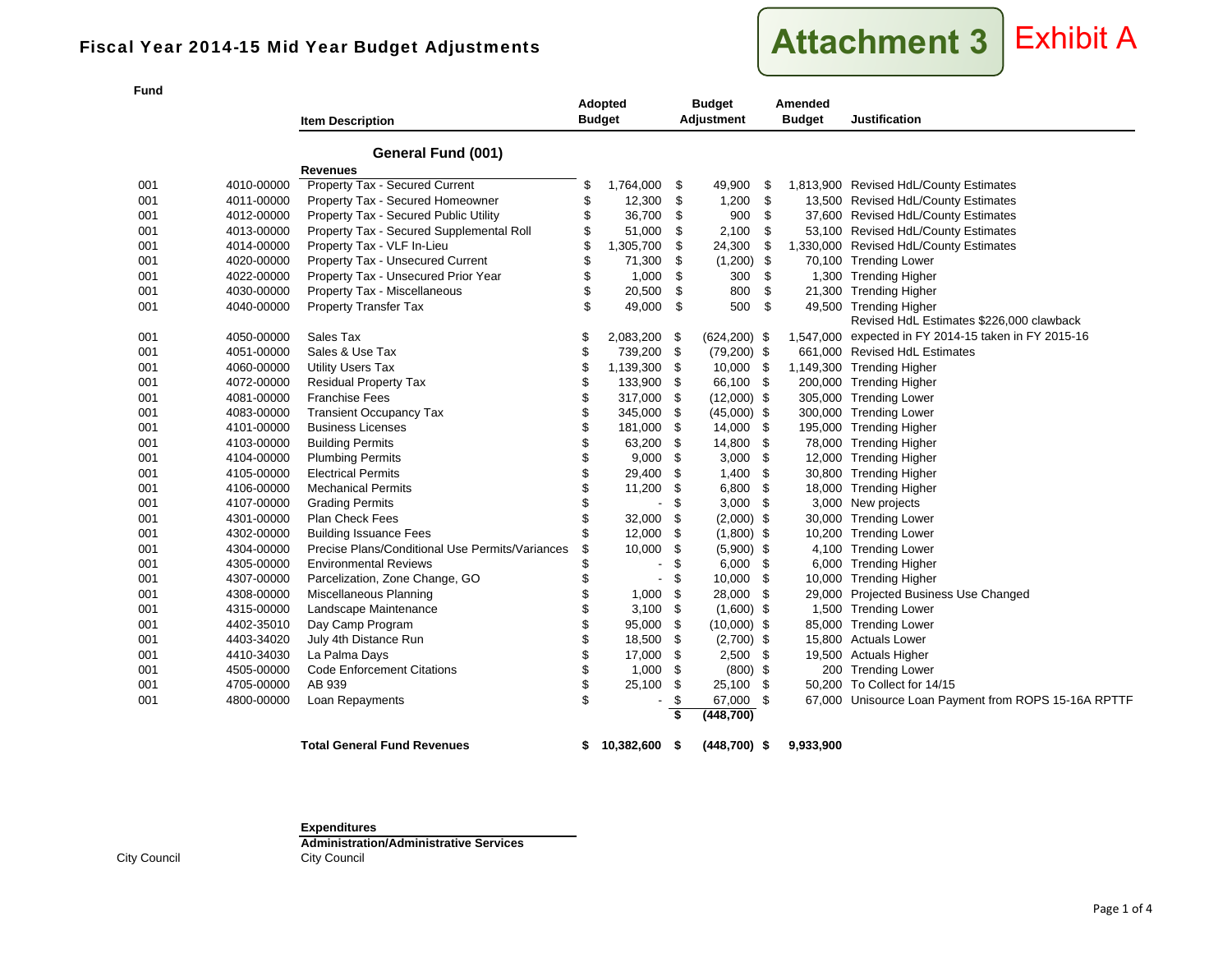# Fiscal Year 2014-15 Mid Year Budget Adjustments

**Attachment 3** Exhibit A

| Fund | | Item Description | Adopted Budget | Budget Adjustment | Amended Budget | Justification |
|---|---|---|---|---|---|---|
| | | **General Fund (001)** | | | | |
| | | **Revenues** | | | | |
| 001 | 4010-00000 | Property Tax - Secured Current | $ 1,764,000 | $ 49,900 | $ 1,813,900 | Revised HdL/County Estimates |
| 001 | 4011-00000 | Property Tax - Secured Homeowner | $ 12,300 | $ 1,200 | $ 13,500 | Revised HdL/County Estimates |
| 001 | 4012-00000 | Property Tax - Secured Public Utility | $ 36,700 | $ 900 | $ 37,600 | Revised HdL/County Estimates |
| 001 | 4013-00000 | Property Tax - Secured Supplemental Roll | $ 51,000 | $ 2,100 | $ 53,100 | Revised HdL/County Estimates |
| 001 | 4014-00000 | Property Tax - VLF In-Lieu | $ 1,305,700 | $ 24,300 | $ 1,330,000 | Revised HdL/County Estimates |
| 001 | 4020-00000 | Property Tax - Unsecured Current | $ 71,300 | $ (1,200) | $ 70,100 | Trending Lower |
| 001 | 4022-00000 | Property Tax - Unsecured Prior Year | $ 1,000 | $ 300 | $ 1,300 | Trending Higher |
| 001 | 4030-00000 | Property Tax - Miscellaneous | $ 20,500 | $ 800 | $ 21,300 | Trending Higher |
| 001 | 4040-00000 | Property Transfer Tax | $ 49,000 | $ 500 | $ 49,500 | Trending Higher |
| 001 | 4050-00000 | Sales Tax | $ 2,083,200 | $ (624,200) | $ 1,547,000 | Revised HdL Estimates $226,000 clawback expected in FY 2014-15 taken in FY 2015-16 |
| 001 | 4051-00000 | Sales & Use Tax | $ 739,200 | $ (79,200) | $ 661,000 | Revised HdL Estimates |
| 001 | 4060-00000 | Utility Users Tax | $ 1,139,300 | $ 10,000 | $ 1,149,300 | Trending Higher |
| 001 | 4072-00000 | Residual Property Tax | $ 133,900 | $ 66,100 | $ 200,000 | Trending Higher |
| 001 | 4081-00000 | Franchise Fees | $ 317,000 | $ (12,000) | $ 305,000 | Trending Lower |
| 001 | 4083-00000 | Transient Occupancy Tax | $ 345,000 | $ (45,000) | $ 300,000 | Trending Lower |
| 001 | 4101-00000 | Business Licenses | $ 181,000 | $ 14,000 | $ 195,000 | Trending Higher |
| 001 | 4103-00000 | Building Permits | $ 63,200 | $ 14,800 | $ 78,000 | Trending Higher |
| 001 | 4104-00000 | Plumbing Permits | $ 9,000 | $ 3,000 | $ 12,000 | Trending Higher |
| 001 | 4105-00000 | Electrical Permits | $ 29,400 | $ 1,400 | $ 30,800 | Trending Higher |
| 001 | 4106-00000 | Mechanical Permits | $ 11,200 | $ 6,800 | $ 18,000 | Trending Higher |
| 001 | 4107-00000 | Grading Permits | $ - | $ 3,000 | $ 3,000 | New projects |
| 001 | 4301-00000 | Plan Check Fees | $ 32,000 | $ (2,000) | $ 30,000 | Trending Lower |
| 001 | 4302-00000 | Building Issuance Fees | $ 12,000 | $ (1,800) | $ 10,200 | Trending Lower |
| 001 | 4304-00000 | Precise Plans/Conditional Use Permits/Variances | $ 10,000 | $ (5,900) | $ 4,100 | Trending Lower |
| 001 | 4305-00000 | Environmental Reviews | $ - | $ 6,000 | $ 6,000 | Trending Higher |
| 001 | 4307-00000 | Parcelization, Zone Change, GO | $ - | $ 10,000 | $ 10,000 | Trending Higher |
| 001 | 4308-00000 | Miscellaneous Planning | $ 1,000 | $ 28,000 | $ 29,000 | Projected Business Use Changed |
| 001 | 4315-00000 | Landscape Maintenance | $ 3,100 | $ (1,600) | $ 1,500 | Trending Lower |
| 001 | 4402-35010 | Day Camp Program | $ 95,000 | $ (10,000) | $ 85,000 | Trending Lower |
| 001 | 4403-34020 | July 4th Distance Run | $ 18,500 | $ (2,700) | $ 15,800 | Actuals Lower |
| 001 | 4410-34030 | La Palma Days | $ 17,000 | $ 2,500 | $ 19,500 | Actuals Higher |
| 001 | 4505-00000 | Code Enforcement Citations | $ 1,000 | $ (800) | $ 200 | Trending Lower |
| 001 | 4705-00000 | AB 939 | $ 25,100 | $ 25,100 | $ 50,200 | To Collect for 14/15 |
| 001 | 4800-00000 | Loan Repayments | $ - | $ 67,000 | $ 67,000 | Unisource Loan Payment from ROPS 15-16A RPTTF |
| | | | | **$ (448,700)** | | |
| | | **Total General Fund Revenues** | **$ 10,382,600** | **$ (448,700)** | **$ 9,933,900** | |

**Expenditures**

**Administration/Administrative Services**

| Fund | Item Description |
|---|---|
| City Council | City Council |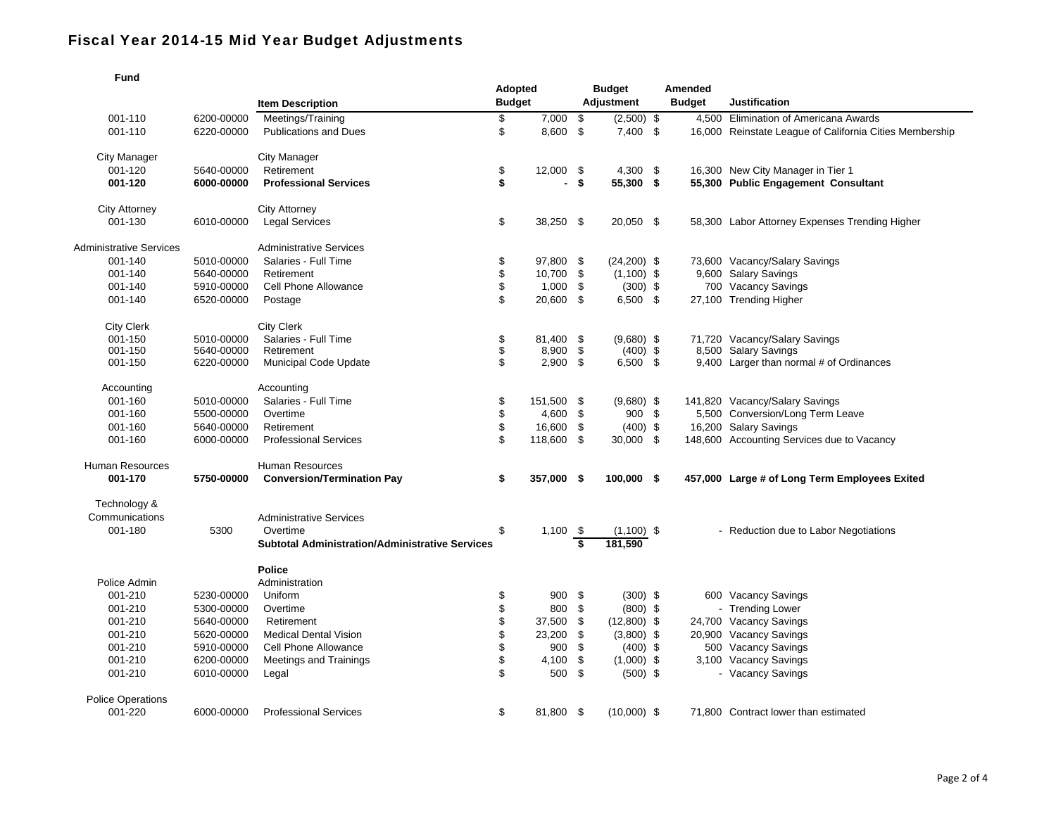# Fiscal Year 2014-15 Mid Year Budget Adjustments

| Fund | | Item Description | Adopted Budget | Budget Adjustment | Amended Budget | Justification |
|---|---|---|---|---|---|---|
| 001-110 | 6200-00000 | Meetings/Training | $ 7,000 | $ (2,500) | $ 4,500 | Elimination of Americana Awards |
| 001-110 | 6220-00000 | Publications and Dues | $ 8,600 | $ 7,400 | $ 16,000 | Reinstate League of California Cities Membership |
| City Manager | | City Manager | | | | |
| 001-120 | 5640-00000 | Retirement | $ 12,000 | $ 4,300 | $ 16,300 | New City Manager in Tier 1 |
| **001-120** | **6000-00000** | **Professional Services** | **$ -** | **$ 55,300** | **$ 55,300** | **Public Engagement Consultant** |
| City Attorney | | City Attorney | | | | |
| 001-130 | 6010-00000 | Legal Services | $ 38,250 | $ 20,050 | $ 58,300 | Labor Attorney Expenses Trending Higher |
| Administrative Services | | Administrative Services | | | | |
| 001-140 | 5010-00000 | Salaries - Full Time | $ 97,800 | $ (24,200) | $ 73,600 | Vacancy/Salary Savings |
| 001-140 | 5640-00000 | Retirement | $ 10,700 | $ (1,100) | $ 9,600 | Salary Savings |
| 001-140 | 5910-00000 | Cell Phone Allowance | $ 1,000 | $ (300) | $ 700 | Vacancy Savings |
| 001-140 | 6520-00000 | Postage | $ 20,600 | $ 6,500 | $ 27,100 | Trending Higher |
| City Clerk | | City Clerk | | | | |
| 001-150 | 5010-00000 | Salaries - Full Time | $ 81,400 | $ (9,680) | $ 71,720 | Vacancy/Salary Savings |
| 001-150 | 5640-00000 | Retirement | $ 8,900 | $ (400) | $ 8,500 | Salary Savings |
| 001-150 | 6220-00000 | Municipal Code Update | $ 2,900 | $ 6,500 | $ 9,400 | Larger than normal # of Ordinances |
| Accounting | | Accounting | | | | |
| 001-160 | 5010-00000 | Salaries - Full Time | $ 151,500 | $ (9,680) | $ 141,820 | Vacancy/Salary Savings |
| 001-160 | 5500-00000 | Overtime | $ 4,600 | $ 900 | $ 5,500 | Conversion/Long Term Leave |
| 001-160 | 5640-00000 | Retirement | $ 16,600 | $ (400) | $ 16,200 | Salary Savings |
| 001-160 | 6000-00000 | Professional Services | $ 118,600 | $ 30,000 | $ 148,600 | Accounting Services due to Vacancy |
| Human Resources | | Human Resources | | | | |
| **001-170** | **5750-00000** | **Conversion/Termination Pay** | **$ 357,000** | **$ 100,000** | **$ 457,000** | **Large # of Long Term Employees Exited** |
| Technology & Communications | | Administrative Services | | | | |
| 001-180 | 5300 | Overtime | $ 1,100 | $ (1,100) | $ - | Reduction due to Labor Negotiations |
| | | **Subtotal Administration/Administrative Services** | | **$ 181,590** | | |
| | | **Police** | | | | |
| Police Admin | | Administration | | | | |
| 001-210 | 5230-00000 | Uniform | $ 900 | $ (300) | $ 600 | Vacancy Savings |
| 001-210 | 5300-00000 | Overtime | $ 800 | $ (800) | $ - | Trending Lower |
| 001-210 | 5640-00000 | Retirement | $ 37,500 | $ (12,800) | $ 24,700 | Vacancy Savings |
| 001-210 | 5620-00000 | Medical Dental Vision | $ 23,200 | $ (3,800) | $ 20,900 | Vacancy Savings |
| 001-210 | 5910-00000 | Cell Phone Allowance | $ 900 | $ (400) | $ 500 | Vacancy Savings |
| 001-210 | 6200-00000 | Meetings and Trainings | $ 4,100 | $ (1,000) | $ 3,100 | Vacancy Savings |
| 001-210 | 6010-00000 | Legal | $ 500 | $ (500) | $ - | Vacancy Savings |
| Police Operations | | | | | | |
| 001-220 | 6000-00000 | Professional Services | $ 81,800 | $ (10,000) | $ 71,800 | Contract lower than estimated |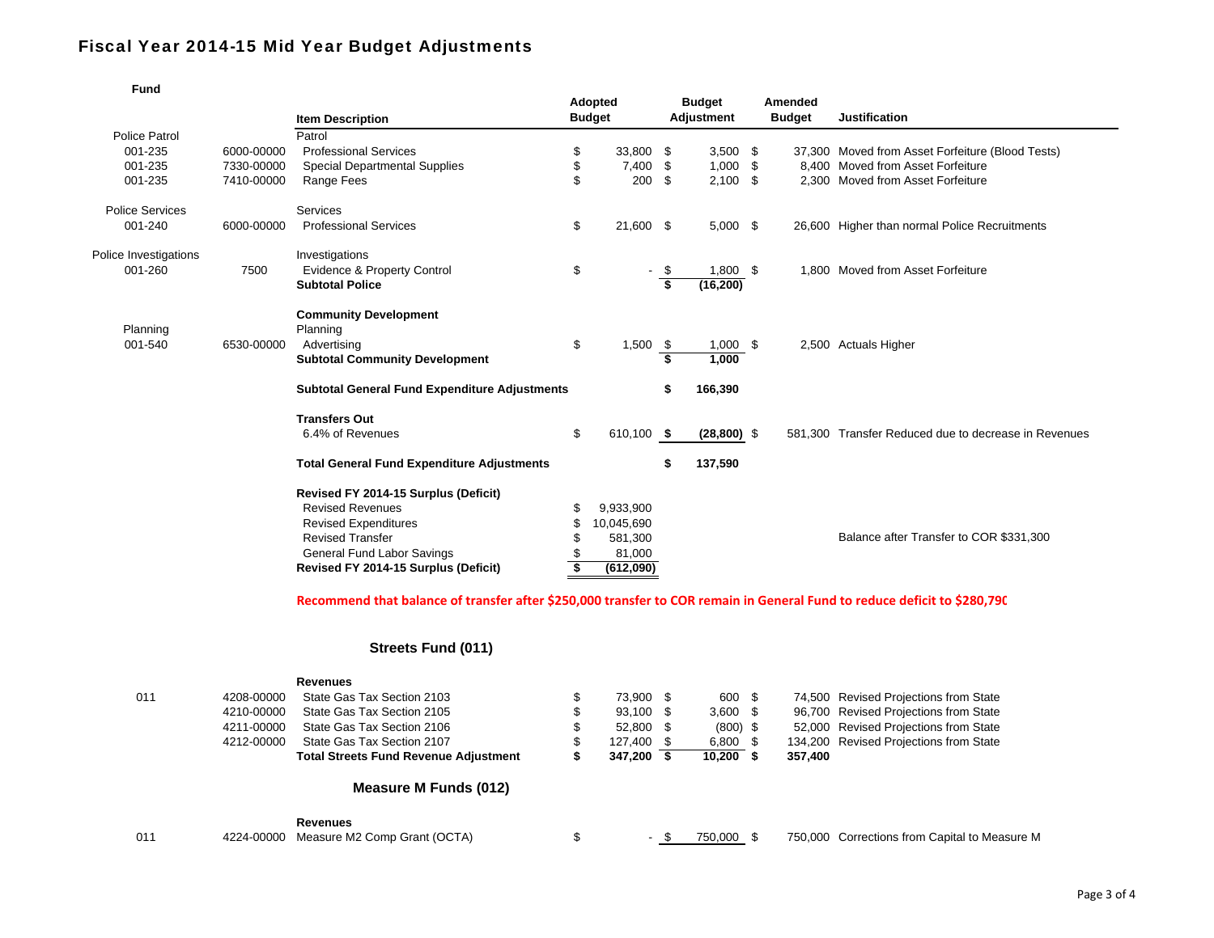# Fiscal Year 2014-15 Mid Year Budget Adjustments

| Fund | | Item Description | Adopted Budget | Budget Adjustment | Amended Budget | Justification |
|---|---|---|---|---|---|---|
| Police Patrol | | Patrol | | | | |
| 001-235 | 6000-00000 | Professional Services | $ 33,800 | $ 3,500 | $ 37,300 | Moved from Asset Forfeiture (Blood Tests) |
| 001-235 | 7330-00000 | Special Departmental Supplies | $ 7,400 | $ 1,000 | $ 8,400 | Moved from Asset Forfeiture |
| 001-235 | 7410-00000 | Range Fees | $ 200 | $ 2,100 | $ 2,300 | Moved from Asset Forfeiture |
| Police Services | | Services | | | | |
| 001-240 | 6000-00000 | Professional Services | $ 21,600 | $ 5,000 | $ 26,600 | Higher than normal Police Recruitments |
| Police Investigations | | Investigations | | | | |
| 001-260 | 7500 | Evidence & Property Control | $ - | $ 1,800 | $ 1,800 | Moved from Asset Forfeiture |
| | | **Subtotal Police** | | **$ (16,200)** | | |
| | | **Community Development** | | | | |
| Planning | | Planning | | | | |
| 001-540 | 6530-00000 | Advertising | $ 1,500 | $ 1,000 | $ 2,500 | Actuals Higher |
| | | **Subtotal Community Development** | | **$ 1,000** | | |
| | | **Subtotal General Fund Expenditure Adjustments** | | **$ 166,390** | | |
| | | **Transfers Out** | | | | |
| | | 6.4% of Revenues | $ 610,100 | **$ (28,800)** | $ 581,300 | Transfer Reduced due to decrease in Revenues |
| | | **Total General Fund Expenditure Adjustments** | | **$ 137,590** | | |
| | | **Revised FY 2014-15 Surplus (Deficit)** | | | | |
| | | Revised Revenues | $ 9,933,900 | | | |
| | | Revised Expenditures | $ 10,045,690 | | | |
| | | Revised Transfer | $ 581,300 | | | Balance after Transfer to COR $331,300 |
| | | General Fund Labor Savings | $ 81,000 | | | |
| | | **Revised FY 2014-15 Surplus (Deficit)** | **$ (612,090)** | | | |

**Recommend that balance of transfer after $250,000 transfer to COR remain in General Fund to reduce deficit to $280,790**

## Streets Fund (011)

| Fund | | Item Description | Adopted Budget | Budget Adjustment | Amended Budget | Justification |
|---|---|---|---|---|---|---|
| | | **Revenues** | | | | |
| 011 | 4208-00000 | State Gas Tax Section 2103 | $ 73,900 | $ 600 | $ 74,500 | Revised Projections from State |
| | 4210-00000 | State Gas Tax Section 2105 | $ 93,100 | $ 3,600 | $ 96,700 | Revised Projections from State |
| | 4211-00000 | State Gas Tax Section 2106 | $ 52,800 | $ (800) | $ 52,000 | Revised Projections from State |
| | 4212-00000 | State Gas Tax Section 2107 | $ 127,400 | $ 6,800 | $ 134,200 | Revised Projections from State |
| | | **Total Streets Fund Revenue Adjustment** | **$ 347,200** | **$ 10,200** | **$ 357,400** | |

## Measure M Funds (012)

| Fund | | Item Description | Adopted Budget | Budget Adjustment | Amended Budget | Justification |
|---|---|---|---|---|---|---|
| | | **Revenues** | | | | |
| 011 | 4224-00000 | Measure M2 Comp Grant (OCTA) | $ - | $ 750,000 | $ 750,000 | Corrections from Capital to Measure M |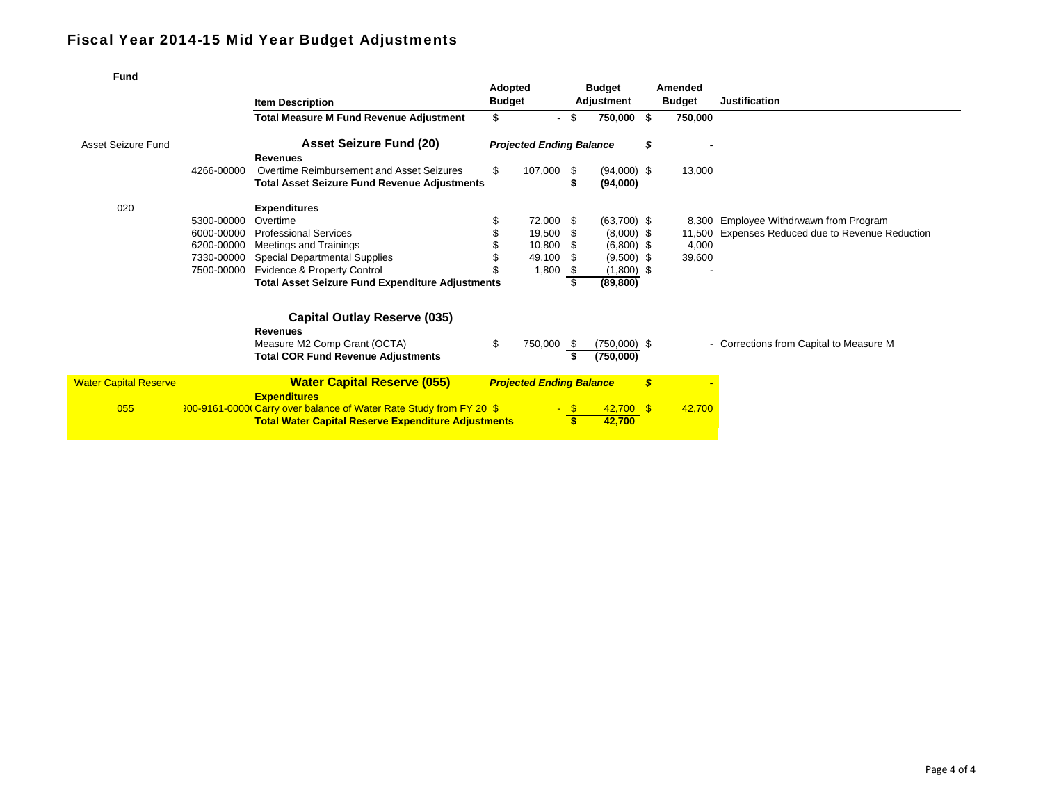# Fiscal Year 2014-15 Mid Year Budget Adjustments

| Fund | | Item Description | Adopted Budget | Budget Adjustment | Amended Budget | Justification |
|---|---|---|---|---|---|---|
| | | **Total Measure M Fund Revenue Adjustment** | **$ -** | **$ 750,000** | **$ 750,000** | |
| Asset Seizure Fund | | **Asset Seizure Fund (20)** | ***Projected Ending Balance*** | | ***$ -*** | |
| | | **Revenues** | | | | |
| | 4266-00000 | Overtime Reimbursement and Asset Seizures | $ 107,000 | $ (94,000) | $ 13,000 | |
| | | **Total Asset Seizure Fund Revenue Adjustments** | | **$ (94,000)** | | |
| 020 | | **Expenditures** | | | | |
| | 5300-00000 | Overtime | $ 72,000 | $ (63,700) | $ 8,300 | Employee Withdrwawn from Program |
| | 6000-00000 | Professional Services | $ 19,500 | $ (8,000) | $ 11,500 | Expenses Reduced due to Revenue Reduction |
| | 6200-00000 | Meetings and Trainings | $ 10,800 | $ (6,800) | $ 4,000 | |
| | 7330-00000 | Special Departmental Supplies | $ 49,100 | $ (9,500) | $ 39,600 | |
| | 7500-00000 | Evidence & Property Control | $ 1,800 | $ (1,800) | $ - | |
| | | **Total Asset Seizure Fund Expenditure Adjustments** | | **$ (89,800)** | | |
| | | **Capital Outlay Reserve (035)** | | | | |
| | | **Revenues** | | | | |
| | | Measure M2 Comp Grant (OCTA) | $ 750,000 | $ (750,000) | $ - | Corrections from Capital to Measure M |
| | | **Total COR Fund Revenue Adjustments** | | **$ (750,000)** | | |
| Water Capital Reserve | | **Water Capital Reserve (055)** | ***Projected Ending Balance*** | | ***$ -*** | |
| | | **Expenditures** | | | | |
| 055 | )00-9161-0000( | Carry over balance of Water Rate Study from FY 20 | $ - | $ 42,700 | $ 42,700 | |
| | | **Total Water Capital Reserve Expenditure Adjustments** | | **$ 42,700** | | |